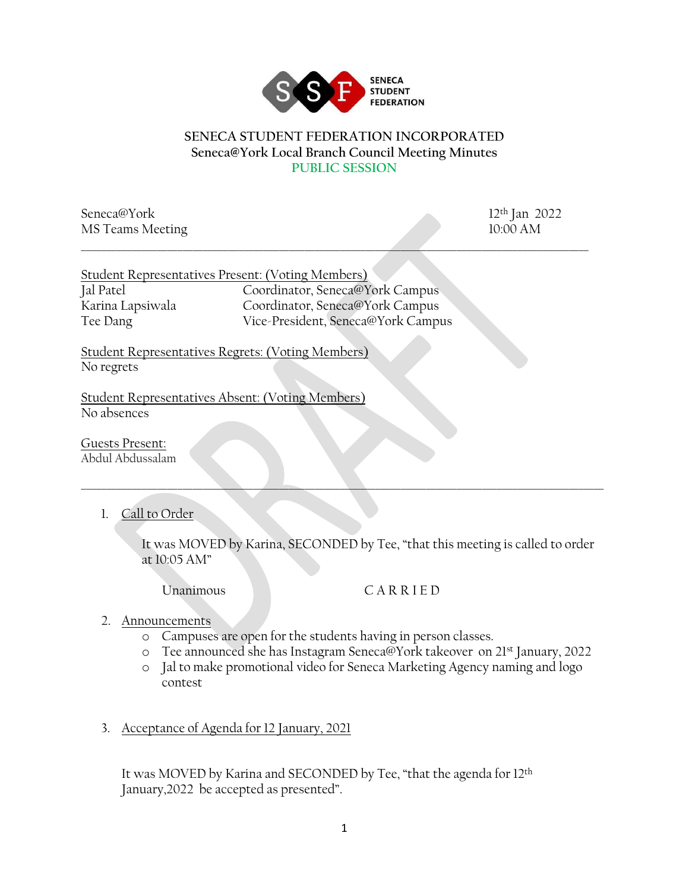SENECA STUDENT FEDERATION

# SENECA STUDENT FEDERATION INCORPORATED
## Seneca@York Local Branch Council Meeting Minutes
### PUBLIC SESSION

Seneca@York
MS Teams Meeting

12th Jan 2022
10:00 AM

---

Student Representatives Present: (Voting Members)

| | |
|---|---|
| Jal Patel | Coordinator, Seneca@York Campus |
| Karina Lapsiwala | Coordinator, Seneca@York Campus |
| Tee Dang | Vice-President, Seneca@York Campus |

Student Representatives Regrets: (Voting Members)
No regrets

Student Representatives Absent: (Voting Members)
No absences

Guests Present:
Abdul Abdussalam

---

1. Call to Order

   It was MOVED by Karina, SECONDED by Tee, "that this meeting is called to order at 10:05 AM"

   Unanimous CARRIED

2. Announcements
   - Campuses are open for the students having in person classes.
   - Tee announced she has Instagram Seneca@York takeover on 21st January, 2022
   - Jal to make promotional video for Seneca Marketing Agency naming and logo contest

3. Acceptance of Agenda for 12 January, 2021

   It was MOVED by Karina and SECONDED by Tee, "that the agenda for 12th January,2022 be accepted as presented".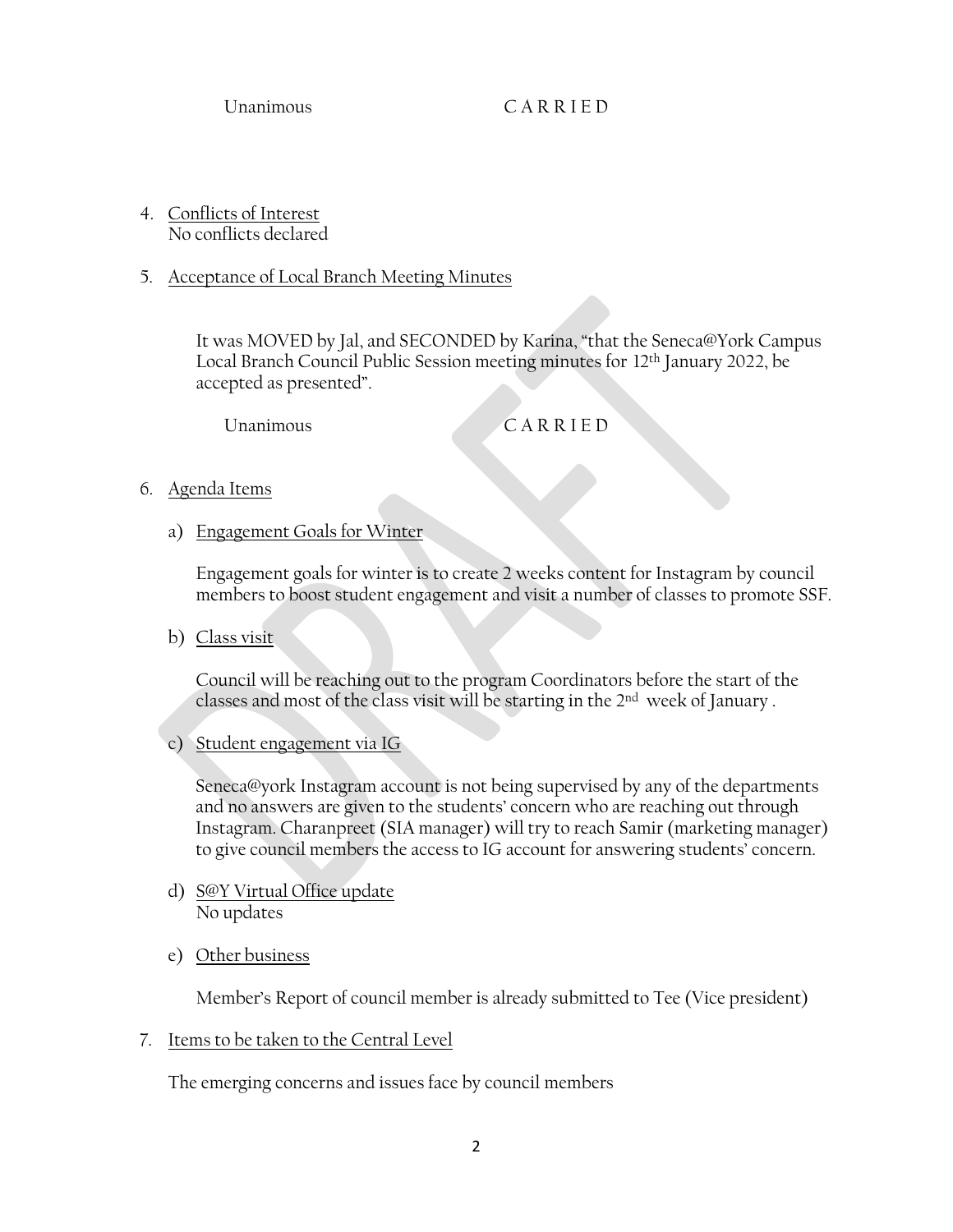Unanimous C A R R I E D

4. Conflicts of Interest
   No conflicts declared

5. Acceptance of Local Branch Meeting Minutes

   It was MOVED by Jal, and SECONDED by Karina, "that the Seneca@York Campus Local Branch Council Public Session meeting minutes for 12th January 2022, be accepted as presented".

   Unanimous C A R R I E D

6. Agenda Items

   a) Engagement Goals for Winter

   Engagement goals for winter is to create 2 weeks content for Instagram by council members to boost student engagement and visit a number of classes to promote SSF.

   b) Class visit

   Council will be reaching out to the program Coordinators before the start of the classes and most of the class visit will be starting in the 2nd week of January .

   c) Student engagement via IG

   Seneca@york Instagram account is not being supervised by any of the departments and no answers are given to the students' concern who are reaching out through Instagram. Charanpreet (SIA manager) will try to reach Samir (marketing manager) to give council members the access to IG account for answering students' concern.

   d) S@Y Virtual Office update
   No updates

   e) Other business

   Member's Report of council member is already submitted to Tee (Vice president)

7. Items to be taken to the Central Level

   The emerging concerns and issues face by council members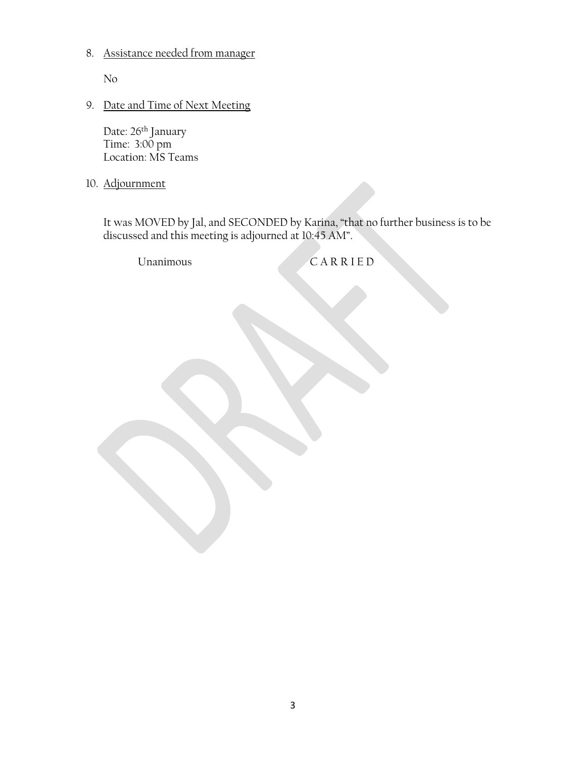8. Assistance needed from manager

   No

9. Date and Time of Next Meeting

   Date: 26th January
   Time: 3:00 pm
   Location: MS Teams

10. Adjournment

    It was MOVED by Jal, and SECONDED by Karina, "that no further business is to be discussed and this meeting is adjourned at 10:45 AM".

    Unanimous CARRIED